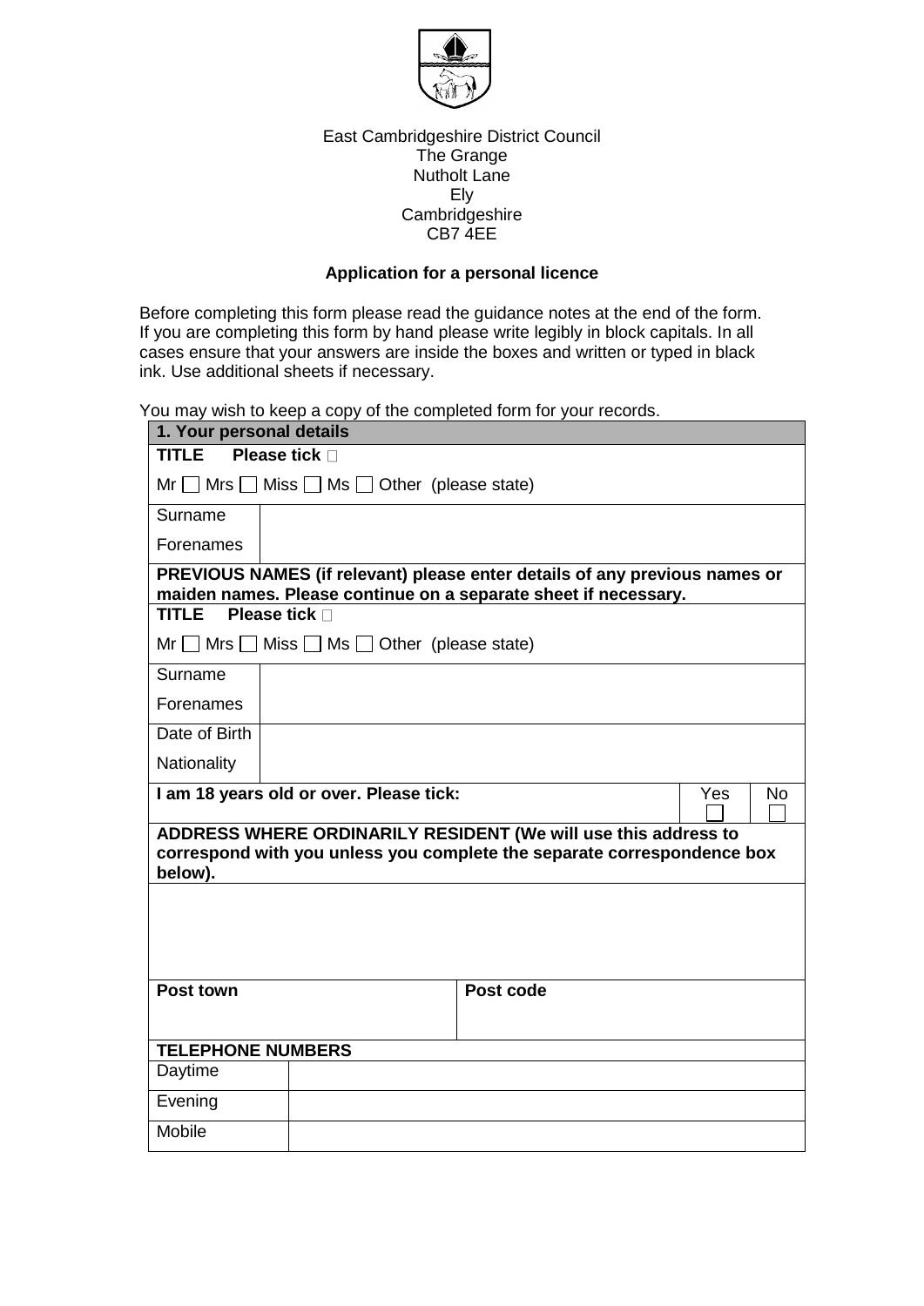East Cambridgeshire District Council
The Grange
Nutholt Lane
Ely
Cambridgeshire
CB7 4EE

**Application for a personal licence**

Before completing this form please read the guidance notes at the end of the form. If you are completing this form by hand please write legibly in block capitals. In all cases ensure that your answers are inside the boxes and written or typed in black ink. Use additional sheets if necessary.

You may wish to keep a copy of the completed form for your records.

| **1. Your personal details** | | | |
|---|---|---|---|
| **TITLE Please tick** | | | |
| Mr ☐ Mrs ☐ Miss ☐ Ms ☐ Other (please state) | | | |
| Surname | | | |
| Forenames | | | |
| **PREVIOUS NAMES (if relevant) please enter details of any previous names or maiden names. Please continue on a separate sheet if necessary.** | | | |
| **TITLE Please tick** | | | |
| Mr ☐ Mrs ☐ Miss ☐ Ms ☐ Other (please state) | | | |
| Surname | | | |
| Forenames | | | |
| Date of Birth | | | |
| Nationality | | | |
| **I am 18 years old or over. Please tick:** | | Yes ☐ | No ☐ |
| **ADDRESS WHERE ORDINARILY RESIDENT (We will use this address to correspond with you unless you complete the separate correspondence box below).** | | | |
| | | | |
| **Post town** | | **Post code** | |
| **TELEPHONE NUMBERS** | | | |
| Daytime | | | |
| Evening | | | |
| Mobile | | | |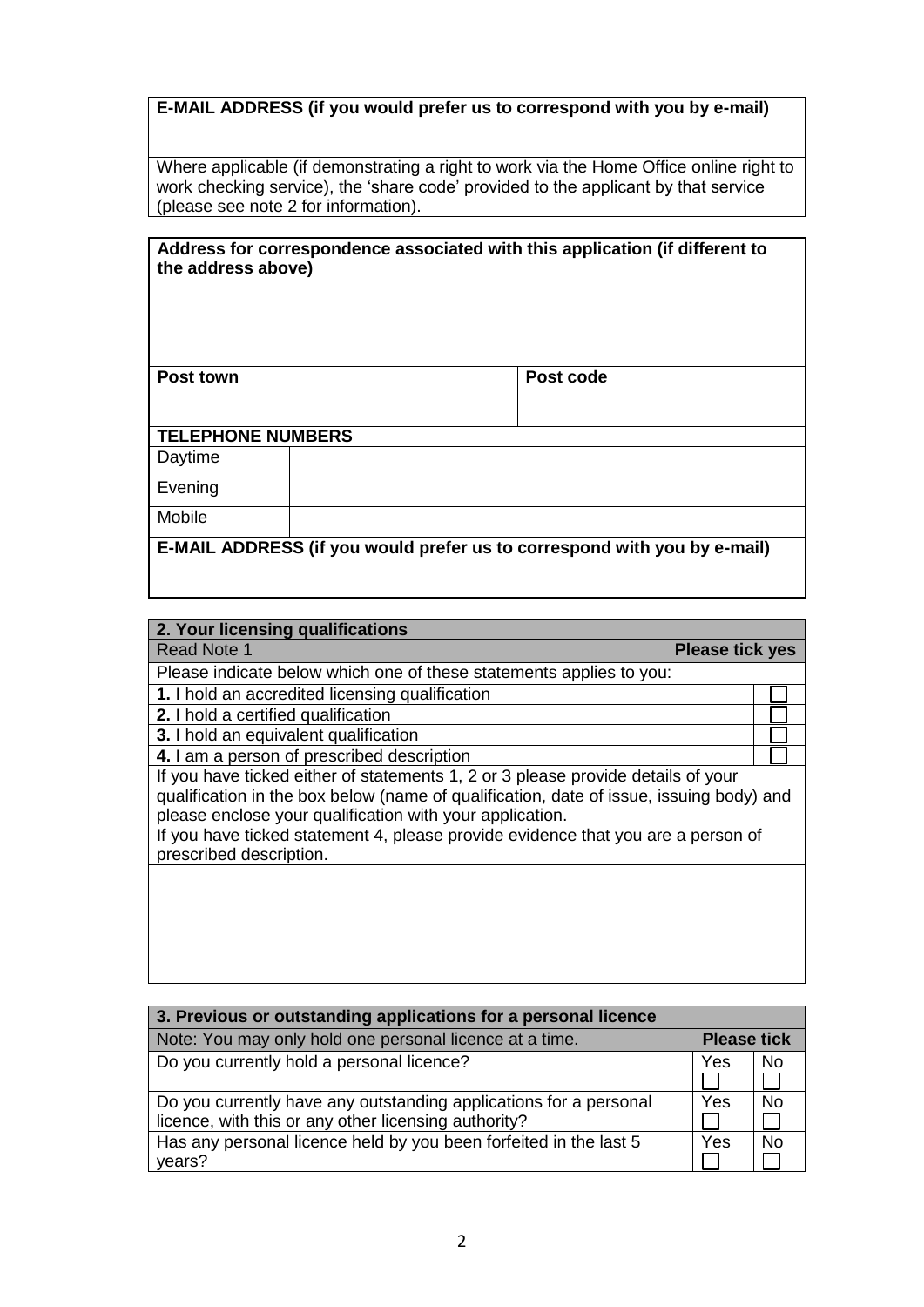| **E-MAIL ADDRESS (if you would prefer us to correspond with you by e-mail)** |
|---|
| Where applicable (if demonstrating a right to work via the Home Office online right to work checking service), the 'share code' provided to the applicant by that service (please see note 2 for information). |

| **Address for correspondence associated with this application (if different to the address above)** | | |
|---|---|---|
| **Post town** | | **Post code** |
| **TELEPHONE NUMBERS** | | |
| Daytime | | |
| Evening | | |
| Mobile | | |
| **E-MAIL ADDRESS (if you would prefer us to correspond with you by e-mail)** | | |

| **2. Your licensing qualifications** | |
|---|---|
| Read Note 1 | **Please tick yes** |
| Please indicate below which one of these statements applies to you: | |
| **1.** I hold an accredited licensing qualification | ☐ |
| **2.** I hold a certified qualification | ☐ |
| **3.** I hold an equivalent qualification | ☐ |
| **4.** I am a person of prescribed description | ☐ |
| If you have ticked either of statements 1, 2 or 3 please provide details of your qualification in the box below (name of qualification, date of issue, issuing body) and please enclose your qualification with your application.<br>If you have ticked statement 4, please provide evidence that you are a person of prescribed description. | |
| | |

| **3. Previous or outstanding applications for a personal licence** | | |
|---|---|---|
| Note: You may only hold one personal licence at a time. | **Please tick** | |
| Do you currently hold a personal licence? | Yes ☐ | No ☐ |
| Do you currently have any outstanding applications for a personal licence, with this or any other licensing authority? | Yes ☐ | No ☐ |
| Has any personal licence held by you been forfeited in the last 5 years? | Yes ☐ | No ☐ |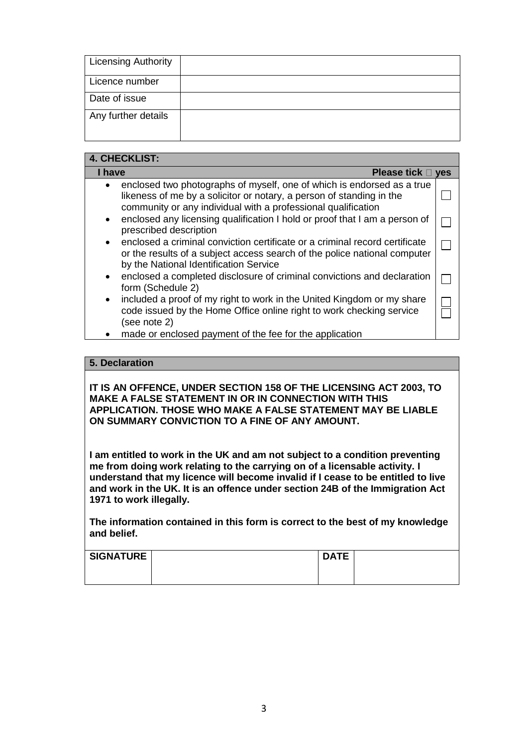| Licensing Authority | |
|---|---|
| Licence number | |
| Date of issue | |
| Any further details | |

| **4. CHECKLIST:** | |
|---|---|
| **I have** | **Please tick  yes** |
| • enclosed two photographs of myself, one of which is endorsed as a true likeness of me by a solicitor or notary, a person of standing in the community or any individual with a professional qualification | ☐ |
| • enclosed any licensing qualification I hold or proof that I am a person of prescribed description | ☐ |
| • enclosed a criminal conviction certificate or a criminal record certificate or the results of a subject access search of the police national computer by the National Identification Service | ☐ |
| • enclosed a completed disclosure of criminal convictions and declaration form (Schedule 2) | ☐ |
| • included a proof of my right to work in the United Kingdom or my share code issued by the Home Office online right to work checking service (see note 2) | ☐ |
| • made or enclosed payment of the fee for the application | ☐ |

**5. Declaration**

**IT IS AN OFFENCE, UNDER SECTION 158 OF THE LICENSING ACT 2003, TO MAKE A FALSE STATEMENT IN OR IN CONNECTION WITH THIS APPLICATION. THOSE WHO MAKE A FALSE STATEMENT MAY BE LIABLE ON SUMMARY CONVICTION TO A FINE OF ANY AMOUNT.**

**I am entitled to work in the UK and am not subject to a condition preventing me from doing work relating to the carrying on of a licensable activity. I understand that my licence will become invalid if I cease to be entitled to live and work in the UK. It is an offence under section 24B of the Immigration Act 1971 to work illegally.**

**The information contained in this form is correct to the best of my knowledge and belief.**

| **SIGNATURE** | | **DATE** | |
|---|---|---|---|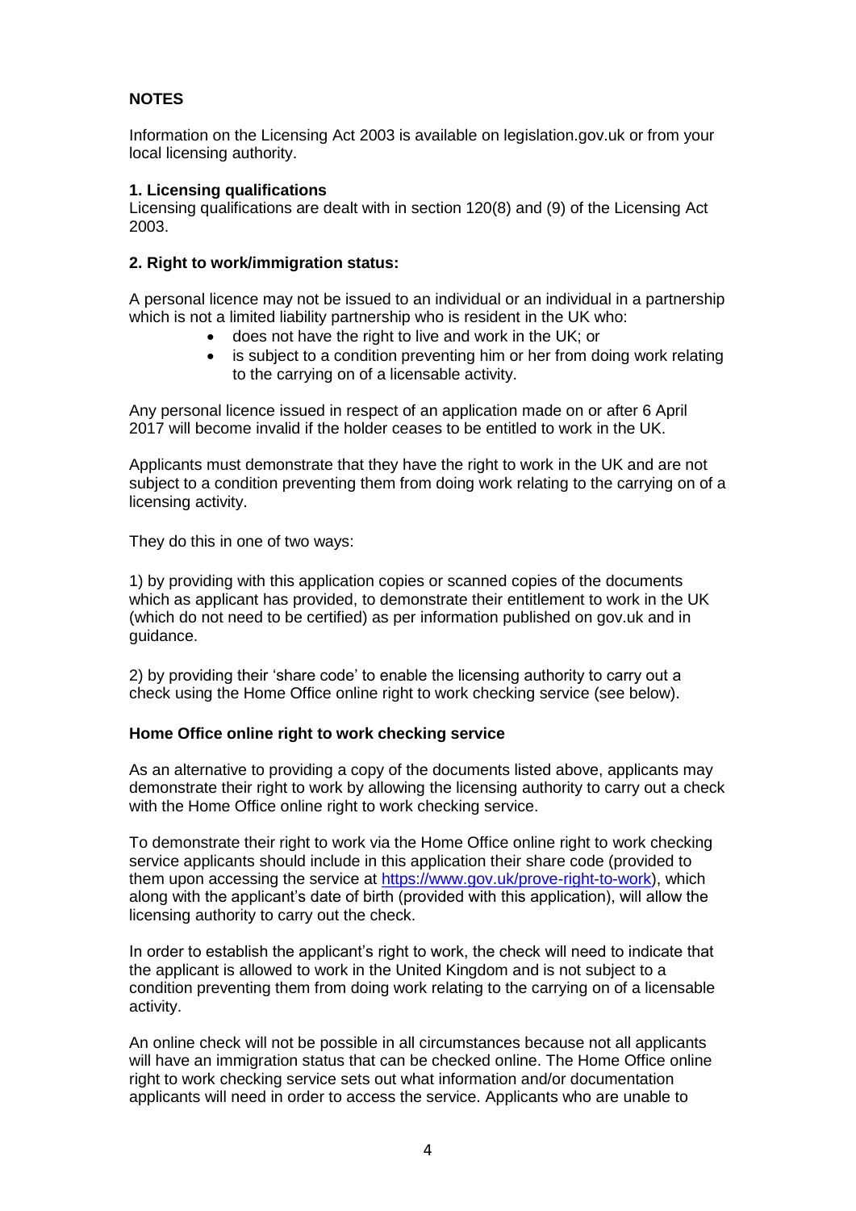**NOTES**

Information on the Licensing Act 2003 is available on legislation.gov.uk or from your local licensing authority.

**1. Licensing qualifications**
Licensing qualifications are dealt with in section 120(8) and (9) of the Licensing Act 2003.

**2. Right to work/immigration status:**

A personal licence may not be issued to an individual or an individual in a partnership which is not a limited liability partnership who is resident in the UK who:

- does not have the right to live and work in the UK; or
- is subject to a condition preventing him or her from doing work relating to the carrying on of a licensable activity.

Any personal licence issued in respect of an application made on or after 6 April 2017 will become invalid if the holder ceases to be entitled to work in the UK.

Applicants must demonstrate that they have the right to work in the UK and are not subject to a condition preventing them from doing work relating to the carrying on of a licensing activity.

They do this in one of two ways:

1) by providing with this application copies or scanned copies of the documents which as applicant has provided, to demonstrate their entitlement to work in the UK (which do not need to be certified) as per information published on gov.uk and in guidance.

2) by providing their 'share code' to enable the licensing authority to carry out a check using the Home Office online right to work checking service (see below).

**Home Office online right to work checking service**

As an alternative to providing a copy of the documents listed above, applicants may demonstrate their right to work by allowing the licensing authority to carry out a check with the Home Office online right to work checking service.

To demonstrate their right to work via the Home Office online right to work checking service applicants should include in this application their share code (provided to them upon accessing the service at https://www.gov.uk/prove-right-to-work), which along with the applicant's date of birth (provided with this application), will allow the licensing authority to carry out the check.

In order to establish the applicant's right to work, the check will need to indicate that the applicant is allowed to work in the United Kingdom and is not subject to a condition preventing them from doing work relating to the carrying on of a licensable activity.

An online check will not be possible in all circumstances because not all applicants will have an immigration status that can be checked online. The Home Office online right to work checking service sets out what information and/or documentation applicants will need in order to access the service. Applicants who are unable to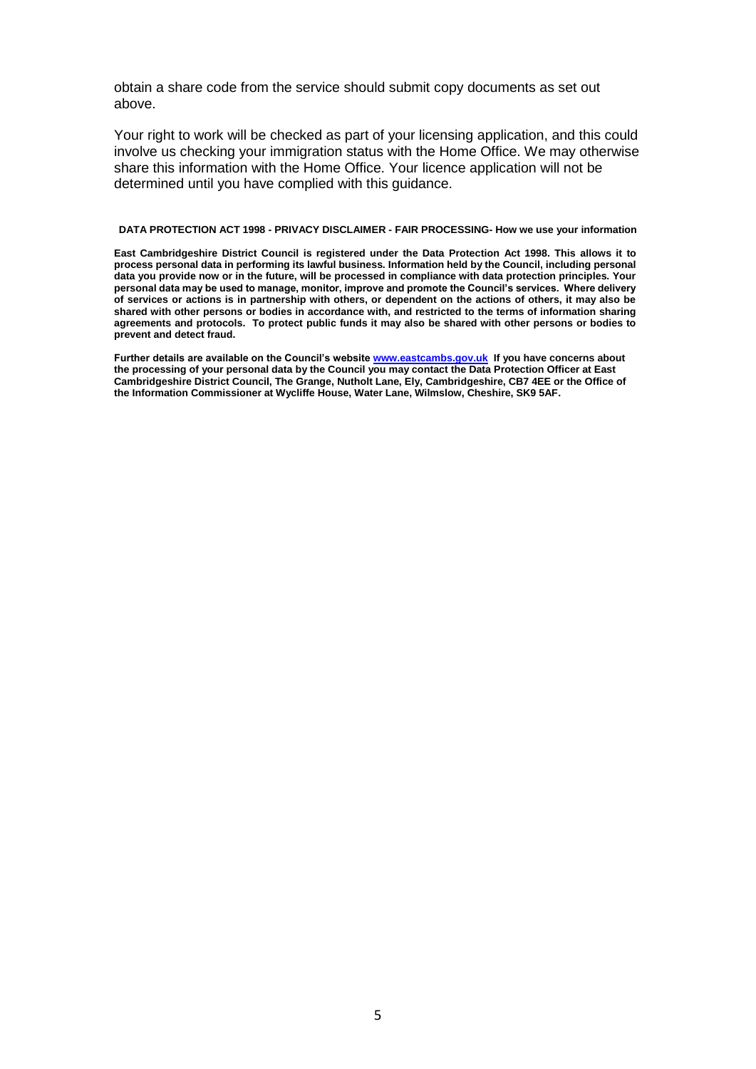obtain a share code from the service should submit copy documents as set out above.

Your right to work will be checked as part of your licensing application, and this could involve us checking your immigration status with the Home Office. We may otherwise share this information with the Home Office. Your licence application will not be determined until you have complied with this guidance.

**DATA PROTECTION ACT 1998 - PRIVACY DISCLAIMER - FAIR PROCESSING- How we use your information**

**East Cambridgeshire District Council is registered under the Data Protection Act 1998. This allows it to process personal data in performing its lawful business. Information held by the Council, including personal data you provide now or in the future, will be processed in compliance with data protection principles. Your personal data may be used to manage, monitor, improve and promote the Council's services. Where delivery of services or actions is in partnership with others, or dependent on the actions of others, it may also be shared with other persons or bodies in accordance with, and restricted to the terms of information sharing agreements and protocols. To protect public funds it may also be shared with other persons or bodies to prevent and detect fraud.**

**Further details are available on the Council's website [www.eastcambs.gov.uk](http://www.eastcambs.gov.uk) If you have concerns about the processing of your personal data by the Council you may contact the Data Protection Officer at East Cambridgeshire District Council, The Grange, Nutholt Lane, Ely, Cambridgeshire, CB7 4EE or the Office of the Information Commissioner at Wycliffe House, Water Lane, Wilmslow, Cheshire, SK9 5AF.**